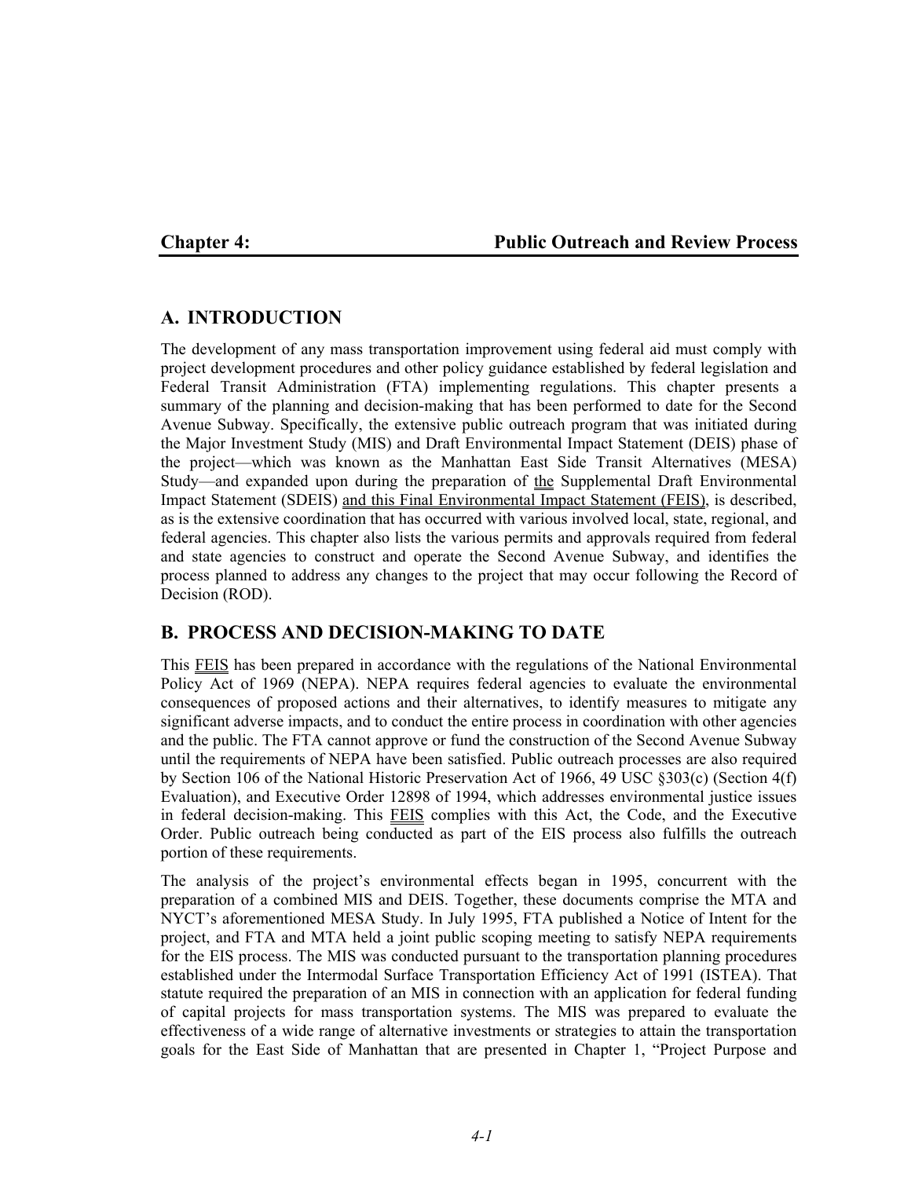# Chapter 4: Public Outreach and Review Process

## A. INTRODUCTION

The development of any mass transportation improvement using federal aid must comply with project development procedures and other policy guidance established by federal legislation and Federal Transit Administration (FTA) implementing regulations. This chapter presents a summary of the planning and decision-making that has been performed to date for the Second Avenue Subway. Specifically, the extensive public outreach program that was initiated during the Major Investment Study (MIS) and Draft Environmental Impact Statement (DEIS) phase of the project—which was known as the Manhattan East Side Transit Alternatives (MESA) Study—and expanded upon during the preparation of the Supplemental Draft Environmental Impact Statement (SDEIS) and this Final Environmental Impact Statement (FEIS), is described, as is the extensive coordination that has occurred with various involved local, state, regional, and federal agencies. This chapter also lists the various permits and approvals required from federal and state agencies to construct and operate the Second Avenue Subway, and identifies the process planned to address any changes to the project that may occur following the Record of Decision (ROD).

## B. PROCESS AND DECISION-MAKING TO DATE

This FEIS has been prepared in accordance with the regulations of the National Environmental Policy Act of 1969 (NEPA). NEPA requires federal agencies to evaluate the environmental consequences of proposed actions and their alternatives, to identify measures to mitigate any significant adverse impacts, and to conduct the entire process in coordination with other agencies and the public. The FTA cannot approve or fund the construction of the Second Avenue Subway until the requirements of NEPA have been satisfied. Public outreach processes are also required by Section 106 of the National Historic Preservation Act of 1966, 49 USC §303(c) (Section 4(f) Evaluation), and Executive Order 12898 of 1994, which addresses environmental justice issues in federal decision-making. This FEIS complies with this Act, the Code, and the Executive Order. Public outreach being conducted as part of the EIS process also fulfills the outreach portion of these requirements.

The analysis of the project's environmental effects began in 1995, concurrent with the preparation of a combined MIS and DEIS. Together, these documents comprise the MTA and NYCT's aforementioned MESA Study. In July 1995, FTA published a Notice of Intent for the project, and FTA and MTA held a joint public scoping meeting to satisfy NEPA requirements for the EIS process. The MIS was conducted pursuant to the transportation planning procedures established under the Intermodal Surface Transportation Efficiency Act of 1991 (ISTEA). That statute required the preparation of an MIS in connection with an application for federal funding of capital projects for mass transportation systems. The MIS was prepared to evaluate the effectiveness of a wide range of alternative investments or strategies to attain the transportation goals for the East Side of Manhattan that are presented in Chapter 1, "Project Purpose and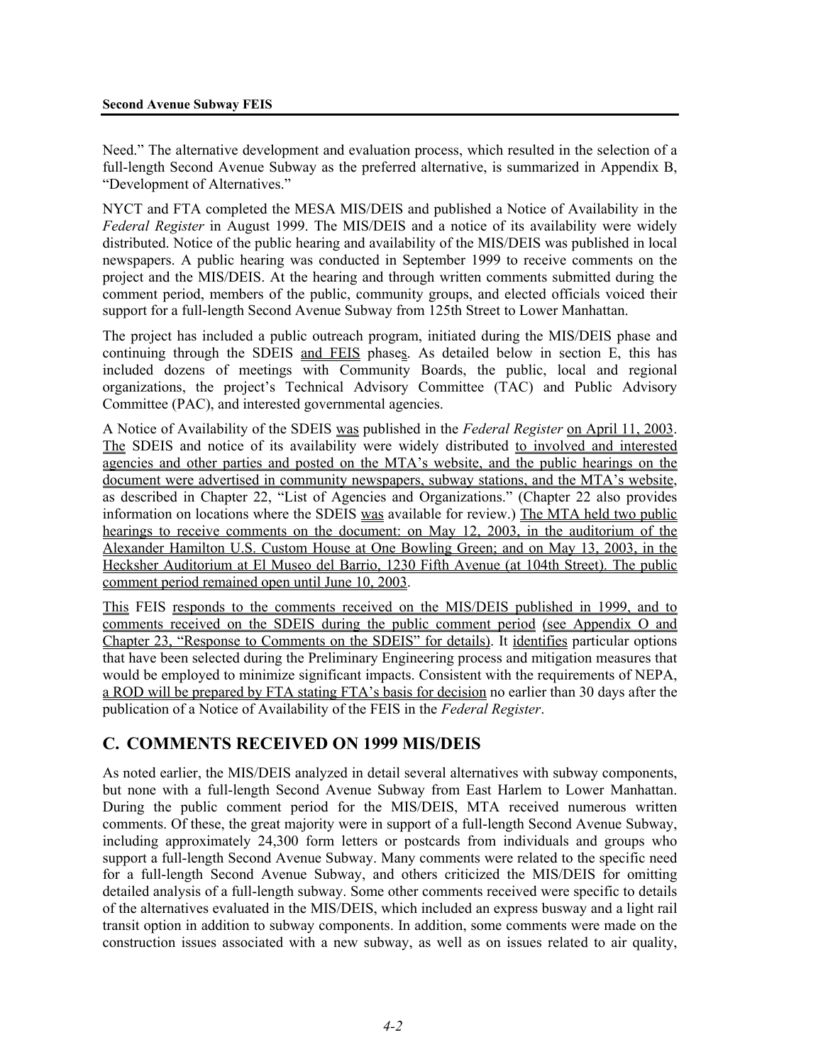Need.” The alternative development and evaluation process, which resulted in the selection of a full-length Second Avenue Subway as the preferred alternative, is summarized in Appendix B, “Development of Alternatives.”

NYCT and FTA completed the MESA MIS/DEIS and published a Notice of Availability in the *Federal Register* in August 1999. The MIS/DEIS and a notice of its availability were widely distributed. Notice of the public hearing and availability of the MIS/DEIS was published in local newspapers. A public hearing was conducted in September 1999 to receive comments on the project and the MIS/DEIS. At the hearing and through written comments submitted during the comment period, members of the public, community groups, and elected officials voiced their support for a full-length Second Avenue Subway from 125th Street to Lower Manhattan.

The project has included a public outreach program, initiated during the MIS/DEIS phase and continuing through the SDEIS and FEIS phases. As detailed below in section E, this has included dozens of meetings with Community Boards, the public, local and regional organizations, the project’s Technical Advisory Committee (TAC) and Public Advisory Committee (PAC), and interested governmental agencies.

A Notice of Availability of the SDEIS was published in the *Federal Register* on April 11, 2003. The SDEIS and notice of its availability were widely distributed to involved and interested agencies and other parties and posted on the MTA’s website, and the public hearings on the document were advertised in community newspapers, subway stations, and the MTA’s website, as described in Chapter 22, “List of Agencies and Organizations.” (Chapter 22 also provides information on locations where the SDEIS was available for review.) The MTA held two public hearings to receive comments on the document: on May 12, 2003, in the auditorium of the Alexander Hamilton U.S. Custom House at One Bowling Green; and on May 13, 2003, in the Hecksher Auditorium at El Museo del Barrio, 1230 Fifth Avenue (at 104th Street). The public comment period remained open until June 10, 2003.

This FEIS responds to the comments received on the MIS/DEIS published in 1999, and to comments received on the SDEIS during the public comment period (see Appendix O and Chapter 23, “Response to Comments on the SDEIS” for details). It identifies particular options that have been selected during the Preliminary Engineering process and mitigation measures that would be employed to minimize significant impacts. Consistent with the requirements of NEPA, a ROD will be prepared by FTA stating FTA’s basis for decision no earlier than 30 days after the publication of a Notice of Availability of the FEIS in the *Federal Register*.

## C. COMMENTS RECEIVED ON 1999 MIS/DEIS

As noted earlier, the MIS/DEIS analyzed in detail several alternatives with subway components, but none with a full-length Second Avenue Subway from East Harlem to Lower Manhattan. During the public comment period for the MIS/DEIS, MTA received numerous written comments. Of these, the great majority were in support of a full-length Second Avenue Subway, including approximately 24,300 form letters or postcards from individuals and groups who support a full-length Second Avenue Subway. Many comments were related to the specific need for a full-length Second Avenue Subway, and others criticized the MIS/DEIS for omitting detailed analysis of a full-length subway. Some other comments received were specific to details of the alternatives evaluated in the MIS/DEIS, which included an express busway and a light rail transit option in addition to subway components. In addition, some comments were made on the construction issues associated with a new subway, as well as on issues related to air quality,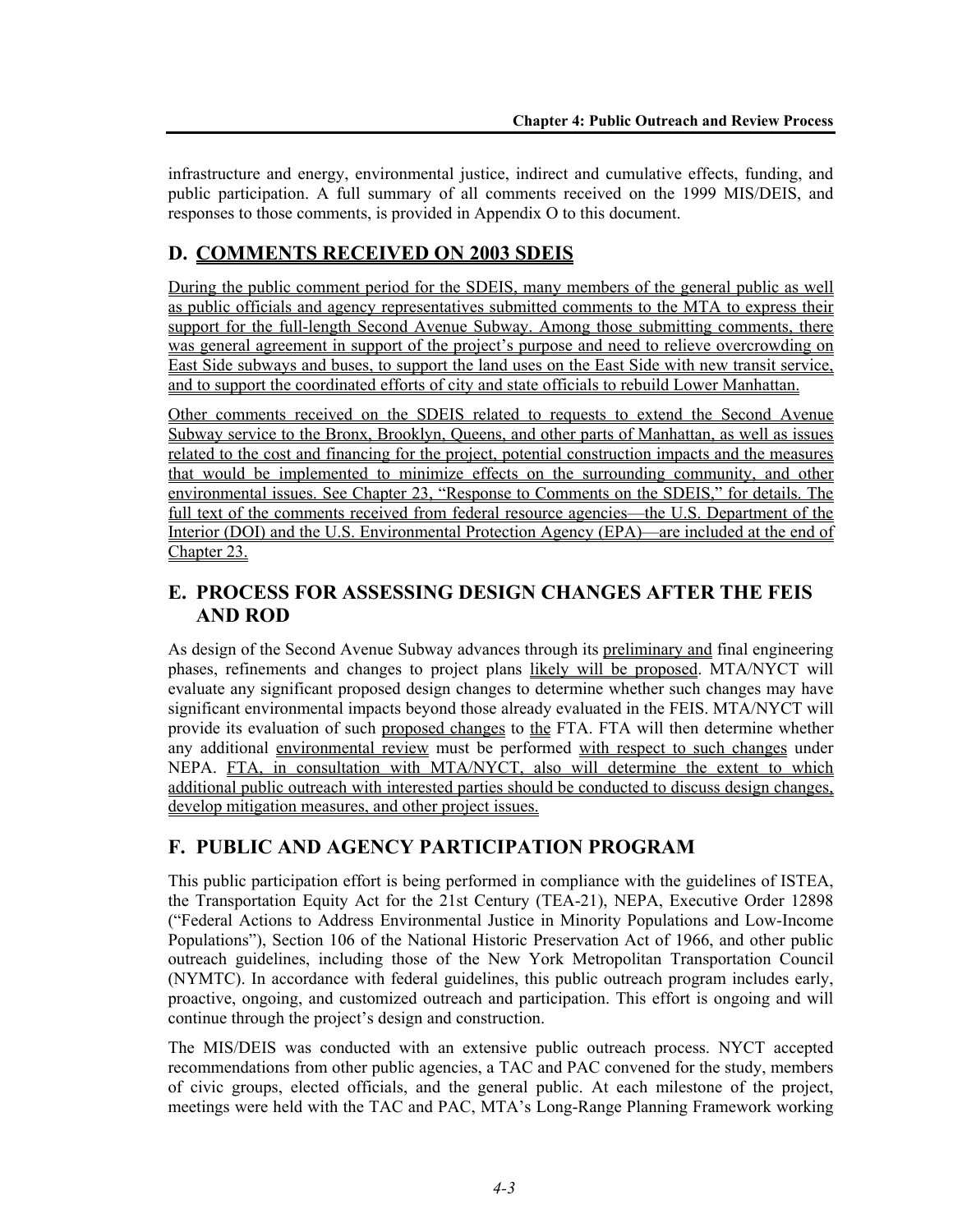infrastructure and energy, environmental justice, indirect and cumulative effects, funding, and public participation. A full summary of all comments received on the 1999 MIS/DEIS, and responses to those comments, is provided in Appendix O to this document.

## D. COMMENTS RECEIVED ON 2003 SDEIS

During the public comment period for the SDEIS, many members of the general public as well as public officials and agency representatives submitted comments to the MTA to express their support for the full-length Second Avenue Subway. Among those submitting comments, there was general agreement in support of the project's purpose and need to relieve overcrowding on East Side subways and buses, to support the land uses on the East Side with new transit service, and to support the coordinated efforts of city and state officials to rebuild Lower Manhattan.

Other comments received on the SDEIS related to requests to extend the Second Avenue Subway service to the Bronx, Brooklyn, Queens, and other parts of Manhattan, as well as issues related to the cost and financing for the project, potential construction impacts and the measures that would be implemented to minimize effects on the surrounding community, and other environmental issues. See Chapter 23, "Response to Comments on the SDEIS," for details. The full text of the comments received from federal resource agencies—the U.S. Department of the Interior (DOI) and the U.S. Environmental Protection Agency (EPA)—are included at the end of Chapter 23.

## E. PROCESS FOR ASSESSING DESIGN CHANGES AFTER THE FEIS AND ROD

As design of the Second Avenue Subway advances through its preliminary and final engineering phases, refinements and changes to project plans likely will be proposed. MTA/NYCT will evaluate any significant proposed design changes to determine whether such changes may have significant environmental impacts beyond those already evaluated in the FEIS. MTA/NYCT will provide its evaluation of such proposed changes to the FTA. FTA will then determine whether any additional environmental review must be performed with respect to such changes under NEPA. FTA, in consultation with MTA/NYCT, also will determine the extent to which additional public outreach with interested parties should be conducted to discuss design changes, develop mitigation measures, and other project issues.

## F. PUBLIC AND AGENCY PARTICIPATION PROGRAM

This public participation effort is being performed in compliance with the guidelines of ISTEA, the Transportation Equity Act for the 21st Century (TEA-21), NEPA, Executive Order 12898 ("Federal Actions to Address Environmental Justice in Minority Populations and Low-Income Populations"), Section 106 of the National Historic Preservation Act of 1966, and other public outreach guidelines, including those of the New York Metropolitan Transportation Council (NYMTC). In accordance with federal guidelines, this public outreach program includes early, proactive, ongoing, and customized outreach and participation. This effort is ongoing and will continue through the project's design and construction.

The MIS/DEIS was conducted with an extensive public outreach process. NYCT accepted recommendations from other public agencies, a TAC and PAC convened for the study, members of civic groups, elected officials, and the general public. At each milestone of the project, meetings were held with the TAC and PAC, MTA's Long-Range Planning Framework working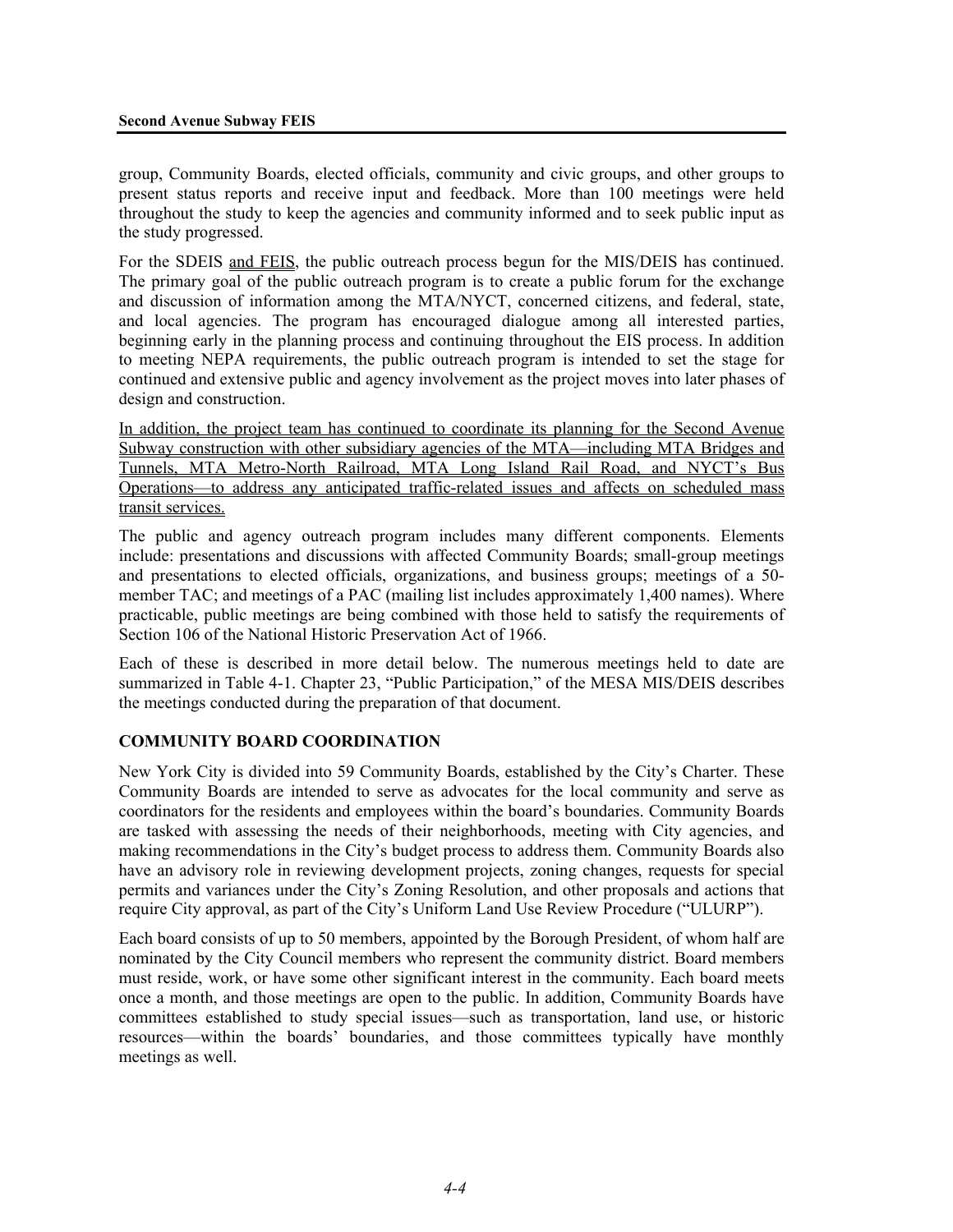group, Community Boards, elected officials, community and civic groups, and other groups to present status reports and receive input and feedback. More than 100 meetings were held throughout the study to keep the agencies and community informed and to seek public input as the study progressed.

For the SDEIS <u>and FEIS</u>, the public outreach process begun for the MIS/DEIS has continued. The primary goal of the public outreach program is to create a public forum for the exchange and discussion of information among the MTA/NYCT, concerned citizens, and federal, state, and local agencies. The program has encouraged dialogue among all interested parties, beginning early in the planning process and continuing throughout the EIS process. In addition to meeting NEPA requirements, the public outreach program is intended to set the stage for continued and extensive public and agency involvement as the project moves into later phases of design and construction.

<u>In addition, the project team has continued to coordinate its planning for the Second Avenue Subway construction with other subsidiary agencies of the MTA—including MTA Bridges and Tunnels, MTA Metro-North Railroad, MTA Long Island Rail Road, and NYCT's Bus Operations—to address any anticipated traffic-related issues and affects on scheduled mass transit services.</u>

The public and agency outreach program includes many different components. Elements include: presentations and discussions with affected Community Boards; small-group meetings and presentations to elected officials, organizations, and business groups; meetings of a 50-member TAC; and meetings of a PAC (mailing list includes approximately 1,400 names). Where practicable, public meetings are being combined with those held to satisfy the requirements of Section 106 of the National Historic Preservation Act of 1966.

Each of these is described in more detail below. The numerous meetings held to date are summarized in Table 4-1. Chapter 23, "Public Participation," of the MESA MIS/DEIS describes the meetings conducted during the preparation of that document.

## COMMUNITY BOARD COORDINATION

New York City is divided into 59 Community Boards, established by the City's Charter. These Community Boards are intended to serve as advocates for the local community and serve as coordinators for the residents and employees within the board's boundaries. Community Boards are tasked with assessing the needs of their neighborhoods, meeting with City agencies, and making recommendations in the City's budget process to address them. Community Boards also have an advisory role in reviewing development projects, zoning changes, requests for special permits and variances under the City's Zoning Resolution, and other proposals and actions that require City approval, as part of the City's Uniform Land Use Review Procedure ("ULURP").

Each board consists of up to 50 members, appointed by the Borough President, of whom half are nominated by the City Council members who represent the community district. Board members must reside, work, or have some other significant interest in the community. Each board meets once a month, and those meetings are open to the public. In addition, Community Boards have committees established to study special issues—such as transportation, land use, or historic resources—within the boards' boundaries, and those committees typically have monthly meetings as well.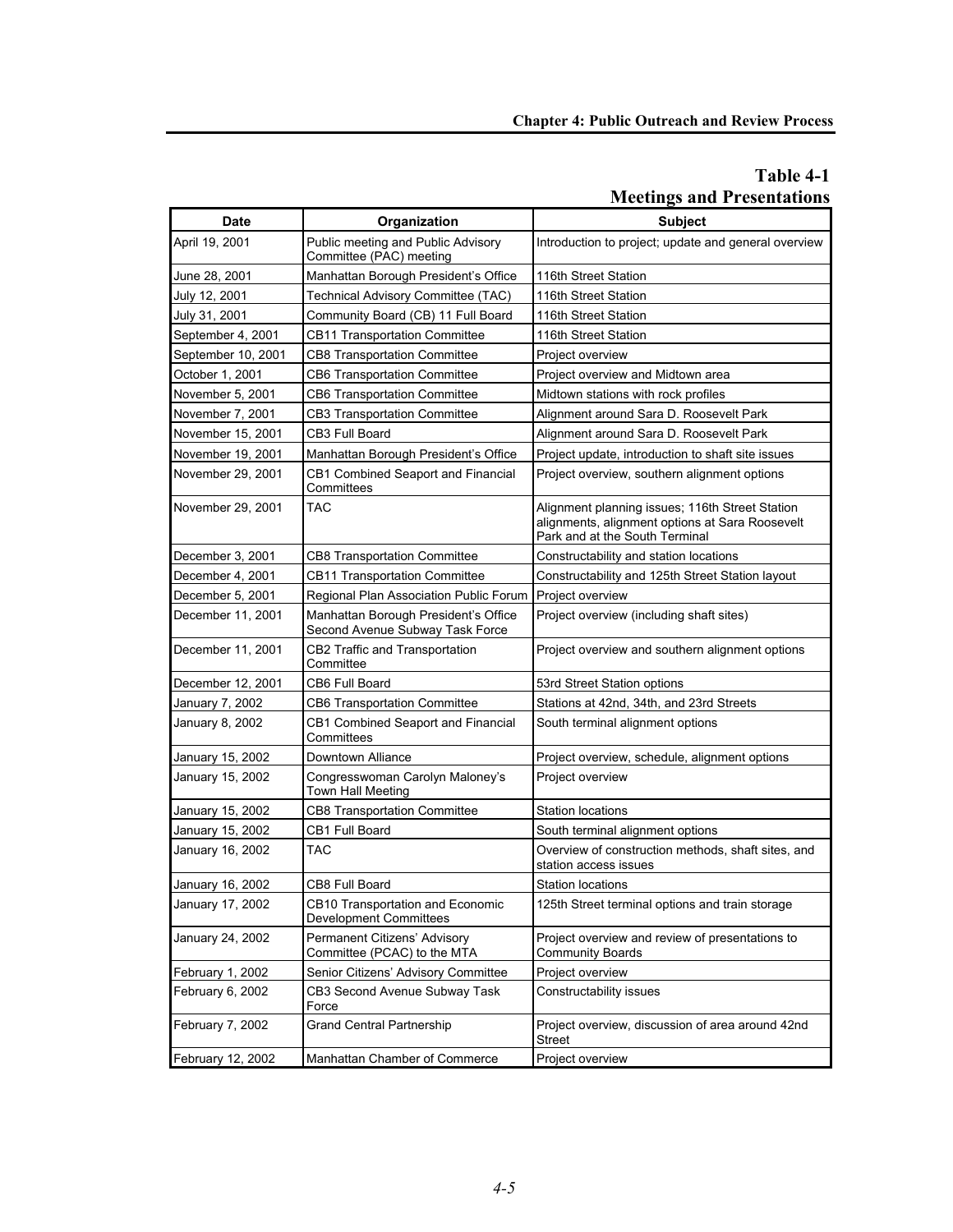## Table 4-1
## Meetings and Presentations

| Date | Organization | Subject |
|---|---|---|
| April 19, 2001 | Public meeting and Public Advisory Committee (PAC) meeting | Introduction to project; update and general overview |
| June 28, 2001 | Manhattan Borough President's Office | 116th Street Station |
| July 12, 2001 | Technical Advisory Committee (TAC) | 116th Street Station |
| July 31, 2001 | Community Board (CB) 11 Full Board | 116th Street Station |
| September 4, 2001 | CB11 Transportation Committee | 116th Street Station |
| September 10, 2001 | CB8 Transportation Committee | Project overview |
| October 1, 2001 | CB6 Transportation Committee | Project overview and Midtown area |
| November 5, 2001 | CB6 Transportation Committee | Midtown stations with rock profiles |
| November 7, 2001 | CB3 Transportation Committee | Alignment around Sara D. Roosevelt Park |
| November 15, 2001 | CB3 Full Board | Alignment around Sara D. Roosevelt Park |
| November 19, 2001 | Manhattan Borough President's Office | Project update, introduction to shaft site issues |
| November 29, 2001 | CB1 Combined Seaport and Financial Committees | Project overview, southern alignment options |
| November 29, 2001 | TAC | Alignment planning issues; 116th Street Station alignments, alignment options at Sara Roosevelt Park and at the South Terminal |
| December 3, 2001 | CB8 Transportation Committee | Constructability and station locations |
| December 4, 2001 | CB11 Transportation Committee | Constructability and 125th Street Station layout |
| December 5, 2001 | Regional Plan Association Public Forum | Project overview |
| December 11, 2001 | Manhattan Borough President's Office Second Avenue Subway Task Force | Project overview (including shaft sites) |
| December 11, 2001 | CB2 Traffic and Transportation Committee | Project overview and southern alignment options |
| December 12, 2001 | CB6 Full Board | 53rd Street Station options |
| January 7, 2002 | CB6 Transportation Committee | Stations at 42nd, 34th, and 23rd Streets |
| January 8, 2002 | CB1 Combined Seaport and Financial Committees | South terminal alignment options |
| January 15, 2002 | Downtown Alliance | Project overview, schedule, alignment options |
| January 15, 2002 | Congresswoman Carolyn Maloney's Town Hall Meeting | Project overview |
| January 15, 2002 | CB8 Transportation Committee | Station locations |
| January 15, 2002 | CB1 Full Board | South terminal alignment options |
| January 16, 2002 | TAC | Overview of construction methods, shaft sites, and station access issues |
| January 16, 2002 | CB8 Full Board | Station locations |
| January 17, 2002 | CB10 Transportation and Economic Development Committees | 125th Street terminal options and train storage |
| January 24, 2002 | Permanent Citizens' Advisory Committee (PCAC) to the MTA | Project overview and review of presentations to Community Boards |
| February 1, 2002 | Senior Citizens' Advisory Committee | Project overview |
| February 6, 2002 | CB3 Second Avenue Subway Task Force | Constructability issues |
| February 7, 2002 | Grand Central Partnership | Project overview, discussion of area around 42nd Street |
| February 12, 2002 | Manhattan Chamber of Commerce | Project overview |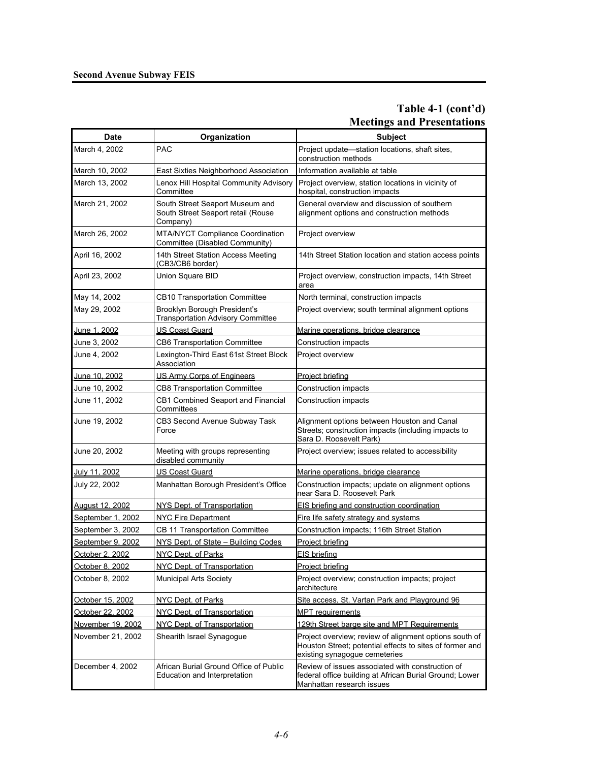## Table 4-1 (cont'd)
## Meetings and Presentations

| Date | Organization | Subject |
|---|---|---|
| March 4, 2002 | PAC | Project update—station locations, shaft sites, construction methods |
| March 10, 2002 | East Sixties Neighborhood Association | Information available at table |
| March 13, 2002 | Lenox Hill Hospital Community Advisory Committee | Project overview, station locations in vicinity of hospital, construction impacts |
| March 21, 2002 | South Street Seaport Museum and South Street Seaport retail (Rouse Company) | General overview and discussion of southern alignment options and construction methods |
| March 26, 2002 | MTA/NYCT Compliance Coordination Committee (Disabled Community) | Project overview |
| April 16, 2002 | 14th Street Station Access Meeting (CB3/CB6 border) | 14th Street Station location and station access points |
| April 23, 2002 | Union Square BID | Project overview, construction impacts, 14th Street area |
| May 14, 2002 | CB10 Transportation Committee | North terminal, construction impacts |
| May 29, 2002 | Brooklyn Borough President's Transportation Advisory Committee | Project overview; south terminal alignment options |
| June 1, 2002 | US Coast Guard | Marine operations, bridge clearance |
| June 3, 2002 | CB6 Transportation Committee | Construction impacts |
| June 4, 2002 | Lexington-Third East 61st Street Block Association | Project overview |
| June 10, 2002 | US Army Corps of Engineers | Project briefing |
| June 10, 2002 | CB8 Transportation Committee | Construction impacts |
| June 11, 2002 | CB1 Combined Seaport and Financial Committees | Construction impacts |
| June 19, 2002 | CB3 Second Avenue Subway Task Force | Alignment options between Houston and Canal Streets; construction impacts (including impacts to Sara D. Roosevelt Park) |
| June 20, 2002 | Meeting with groups representing disabled community | Project overview; issues related to accessibility |
| July 11, 2002 | US Coast Guard | Marine operations, bridge clearance |
| July 22, 2002 | Manhattan Borough President's Office | Construction impacts; update on alignment options near Sara D. Roosevelt Park |
| August 12, 2002 | NYS Dept. of Transportation | EIS briefing and construction coordination |
| September 1, 2002 | NYC Fire Department | Fire life safety strategy and systems |
| September 3, 2002 | CB 11 Transportation Committee | Construction impacts; 116th Street Station |
| September 9, 2002 | NYS Dept. of State – Building Codes | Project briefing |
| October 2, 2002 | NYC Dept. of Parks | EIS briefing |
| October 8, 2002 | NYC Dept. of Transportation | Project briefing |
| October 8, 2002 | Municipal Arts Society | Project overview; construction impacts; project architecture |
| October 15, 2002 | NYC Dept. of Parks | Site access, St. Vartan Park and Playground 96 |
| October 22, 2002 | NYC Dept. of Transportation | MPT requirements |
| November 19, 2002 | NYC Dept. of Transportation | 129th Street barge site and MPT Requirements |
| November 21, 2002 | Shearith Israel Synagogue | Project overview; review of alignment options south of Houston Street; potential effects to sites of former and existing synagogue cemeteries |
| December 4, 2002 | African Burial Ground Office of Public Education and Interpretation | Review of issues associated with construction of federal office building at African Burial Ground; Lower Manhattan research issues |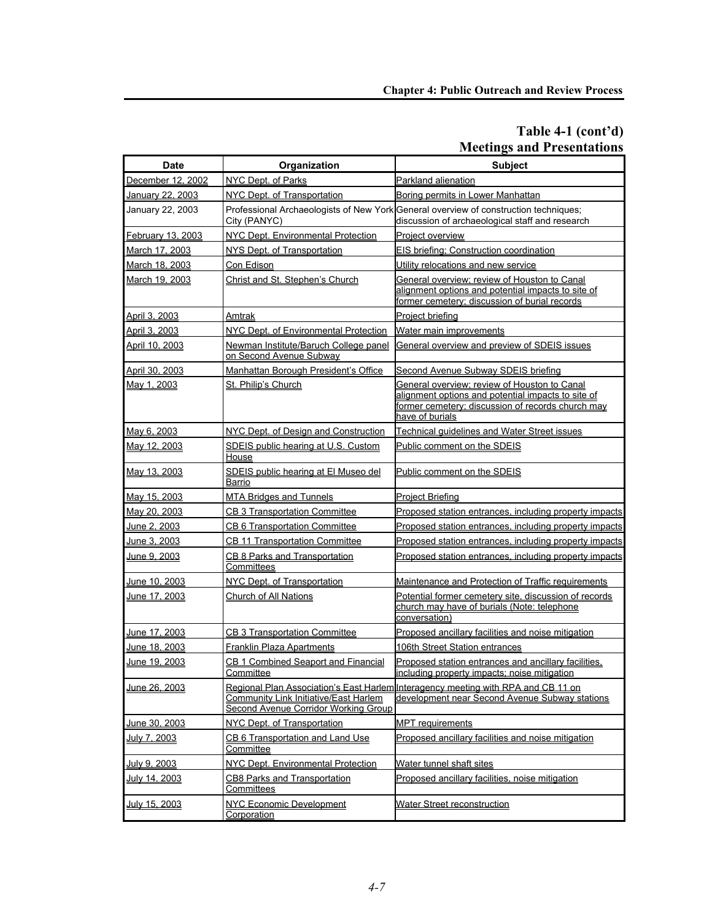## Table 4-1 (cont'd)
## Meetings and Presentations

| Date | Organization | Subject |
|---|---|---|
| December 12, 2002 | NYC Dept. of Parks | Parkland alienation |
| January 22, 2003 | NYC Dept. of Transportation | Boring permits in Lower Manhattan |
| January 22, 2003 | Professional Archaeologists of New York City (PANYC) | General overview of construction techniques; discussion of archaeological staff and research |
| February 13, 2003 | NYC Dept. Environmental Protection | Project overview |
| March 17, 2003 | NYS Dept. of Transportation | EIS briefing: Construction coordination |
| March 18, 2003 | Con Edison | Utility relocations and new service |
| March 19, 2003 | Christ and St. Stephen's Church | General overview; review of Houston to Canal alignment options and potential impacts to site of former cemetery; discussion of burial records |
| April 3, 2003 | Amtrak | Project briefing |
| April 3, 2003 | NYC Dept. of Environmental Protection | Water main improvements |
| April 10, 2003 | Newman Institute/Baruch College panel on Second Avenue Subway | General overview and preview of SDEIS issues |
| April 30, 2003 | Manhattan Borough President's Office | Second Avenue Subway SDEIS briefing |
| May 1, 2003 | St. Philip's Church | General overview; review of Houston to Canal alignment options and potential impacts to site of former cemetery; discussion of records church may have of burials |
| May 6, 2003 | NYC Dept. of Design and Construction | Technical guidelines and Water Street issues |
| May 12, 2003 | SDEIS public hearing at U.S. Custom House | Public comment on the SDEIS |
| May 13, 2003 | SDEIS public hearing at El Museo del Barrio | Public comment on the SDEIS |
| May 15, 2003 | MTA Bridges and Tunnels | Project Briefing |
| May 20, 2003 | CB 3 Transportation Committee | Proposed station entrances, including property impacts |
| June 2, 2003 | CB 6 Transportation Committee | Proposed station entrances, including property impacts |
| June 3, 2003 | CB 11 Transportation Committee | Proposed station entrances, including property impacts |
| June 9, 2003 | CB 8 Parks and Transportation Committees | Proposed station entrances, including property impacts |
| June 10, 2003 | NYC Dept. of Transportation | Maintenance and Protection of Traffic requirements |
| June 17, 2003 | Church of All Nations | Potential former cemetery site, discussion of records church may have of burials (Note: telephone conversation) |
| June 17, 2003 | CB 3 Transportation Committee | Proposed ancillary facilities and noise mitigation |
| June 18, 2003 | Franklin Plaza Apartments | 106th Street Station entrances |
| June 19, 2003 | CB 1 Combined Seaport and Financial Committee | Proposed station entrances and ancillary facilities, including property impacts; noise mitigation |
| June 26, 2003 | Regional Plan Association's East Harlem Community Link Initiative/East Harlem Second Avenue Corridor Working Group | Interagency meeting with RPA and CB 11 on development near Second Avenue Subway stations |
| June 30, 2003 | NYC Dept. of Transportation | MPT requirements |
| July 7, 2003 | CB 6 Transportation and Land Use Committee | Proposed ancillary facilities and noise mitigation |
| July 9, 2003 | NYC Dept. Environmental Protection | Water tunnel shaft sites |
| July 14, 2003 | CB8 Parks and Transportation Committees | Proposed ancillary facilities, noise mitigation |
| July 15, 2003 | NYC Economic Development Corporation | Water Street reconstruction |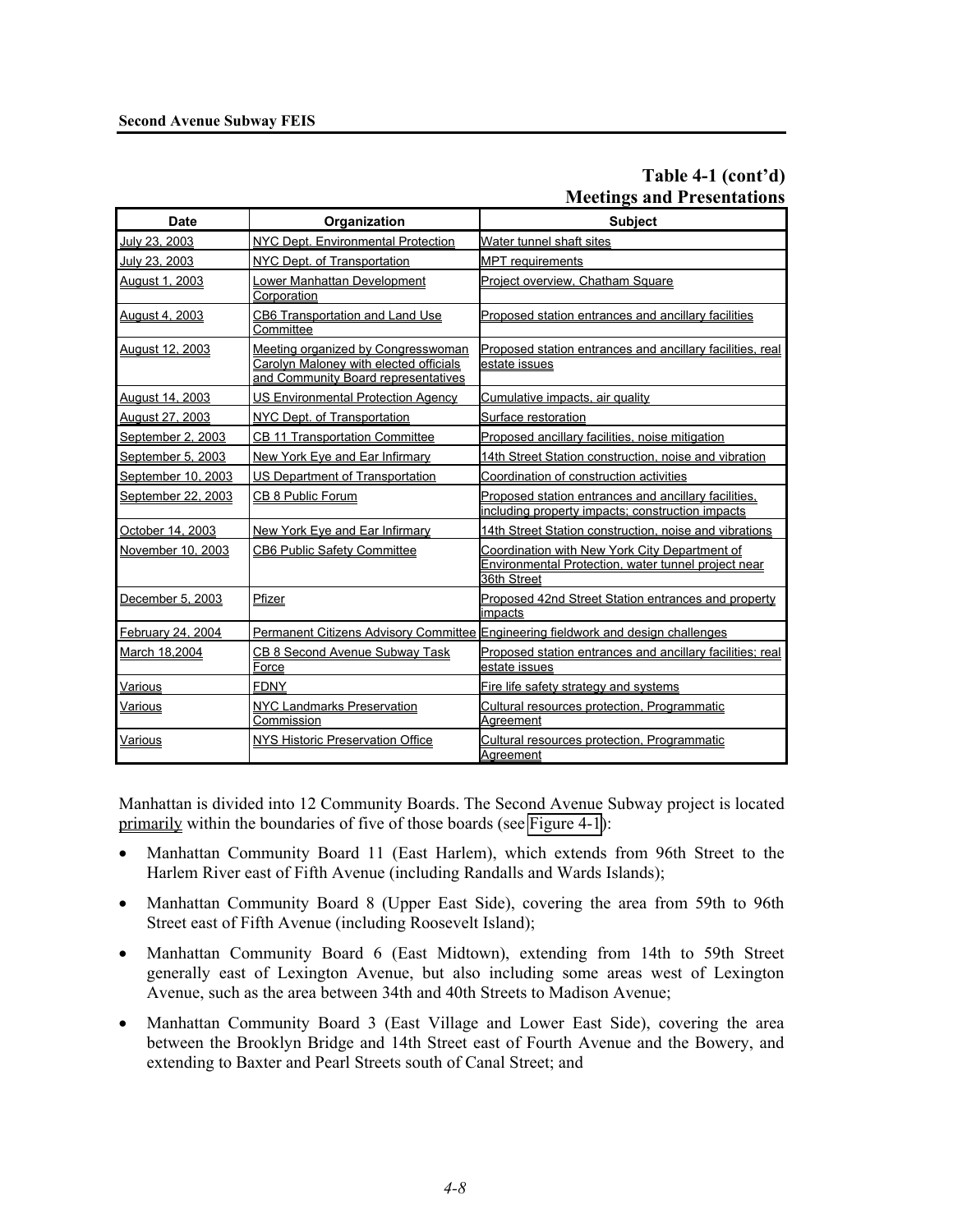**Table 4-1 (cont'd)**
**Meetings and Presentations**

| Date | Organization | Subject |
|---|---|---|
| July 23, 2003 | NYC Dept. Environmental Protection | Water tunnel shaft sites |
| July 23, 2003 | NYC Dept. of Transportation | MPT requirements |
| August 1, 2003 | Lower Manhattan Development Corporation | Project overview, Chatham Square |
| August 4, 2003 | CB6 Transportation and Land Use Committee | Proposed station entrances and ancillary facilities |
| August 12, 2003 | Meeting organized by Congresswoman Carolyn Maloney with elected officials and Community Board representatives | Proposed station entrances and ancillary facilities, real estate issues |
| August 14, 2003 | US Environmental Protection Agency | Cumulative impacts, air quality |
| August 27, 2003 | NYC Dept. of Transportation | Surface restoration |
| September 2, 2003 | CB 11 Transportation Committee | Proposed ancillary facilities, noise mitigation |
| September 5, 2003 | New York Eye and Ear Infirmary | 14th Street Station construction, noise and vibration |
| September 10, 2003 | US Department of Transportation | Coordination of construction activities |
| September 22, 2003 | CB 8 Public Forum | Proposed station entrances and ancillary facilities, including property impacts; construction impacts |
| October 14, 2003 | New York Eye and Ear Infirmary | 14th Street Station construction, noise and vibrations |
| November 10, 2003 | CB6 Public Safety Committee | Coordination with New York City Department of Environmental Protection, water tunnel project near 36th Street |
| December 5, 2003 | Pfizer | Proposed 42nd Street Station entrances and property impacts |
| February 24, 2004 | Permanent Citizens Advisory Committee | Engineering fieldwork and design challenges |
| March 18,2004 | CB 8 Second Avenue Subway Task Force | Proposed station entrances and ancillary facilities; real estate issues |
| Various | FDNY | Fire life safety strategy and systems |
| Various | NYC Landmarks Preservation Commission | Cultural resources protection, Programmatic Agreement |
| Various | NYS Historic Preservation Office | Cultural resources protection, Programmatic Agreement |

Manhattan is divided into 12 Community Boards. The Second Avenue Subway project is located primarily within the boundaries of five of those boards (see Figure 4-1):

- Manhattan Community Board 11 (East Harlem), which extends from 96th Street to the Harlem River east of Fifth Avenue (including Randalls and Wards Islands);
- Manhattan Community Board 8 (Upper East Side), covering the area from 59th to 96th Street east of Fifth Avenue (including Roosevelt Island);
- Manhattan Community Board 6 (East Midtown), extending from 14th to 59th Street generally east of Lexington Avenue, but also including some areas west of Lexington Avenue, such as the area between 34th and 40th Streets to Madison Avenue;
- Manhattan Community Board 3 (East Village and Lower East Side), covering the area between the Brooklyn Bridge and 14th Street east of Fourth Avenue and the Bowery, and extending to Baxter and Pearl Streets south of Canal Street; and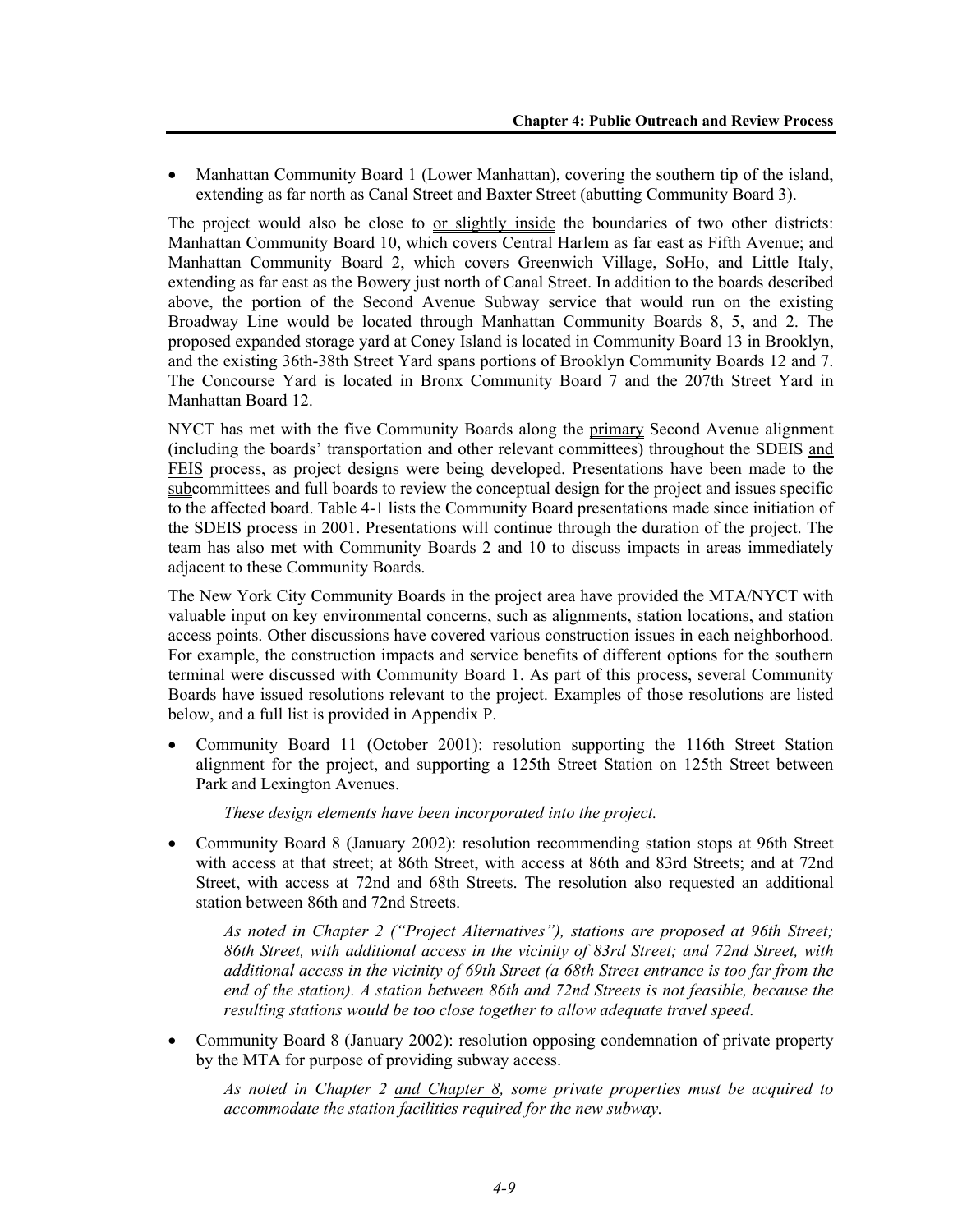- Manhattan Community Board 1 (Lower Manhattan), covering the southern tip of the island, extending as far north as Canal Street and Baxter Street (abutting Community Board 3).

The project would also be close to or slightly inside the boundaries of two other districts: Manhattan Community Board 10, which covers Central Harlem as far east as Fifth Avenue; and Manhattan Community Board 2, which covers Greenwich Village, SoHo, and Little Italy, extending as far east as the Bowery just north of Canal Street. In addition to the boards described above, the portion of the Second Avenue Subway service that would run on the existing Broadway Line would be located through Manhattan Community Boards 8, 5, and 2. The proposed expanded storage yard at Coney Island is located in Community Board 13 in Brooklyn, and the existing 36th-38th Street Yard spans portions of Brooklyn Community Boards 12 and 7. The Concourse Yard is located in Bronx Community Board 7 and the 207th Street Yard in Manhattan Board 12.

NYCT has met with the five Community Boards along the primary Second Avenue alignment (including the boards' transportation and other relevant committees) throughout the SDEIS and FEIS process, as project designs were being developed. Presentations have been made to the subcommittees and full boards to review the conceptual design for the project and issues specific to the affected board. Table 4-1 lists the Community Board presentations made since initiation of the SDEIS process in 2001. Presentations will continue through the duration of the project. The team has also met with Community Boards 2 and 10 to discuss impacts in areas immediately adjacent to these Community Boards.

The New York City Community Boards in the project area have provided the MTA/NYCT with valuable input on key environmental concerns, such as alignments, station locations, and station access points. Other discussions have covered various construction issues in each neighborhood. For example, the construction impacts and service benefits of different options for the southern terminal were discussed with Community Board 1. As part of this process, several Community Boards have issued resolutions relevant to the project. Examples of those resolutions are listed below, and a full list is provided in Appendix P.

- Community Board 11 (October 2001): resolution supporting the 116th Street Station alignment for the project, and supporting a 125th Street Station on 125th Street between Park and Lexington Avenues.

  *These design elements have been incorporated into the project.*

- Community Board 8 (January 2002): resolution recommending station stops at 96th Street with access at that street; at 86th Street, with access at 86th and 83rd Streets; and at 72nd Street, with access at 72nd and 68th Streets. The resolution also requested an additional station between 86th and 72nd Streets.

  *As noted in Chapter 2 ("Project Alternatives"), stations are proposed at 96th Street; 86th Street, with additional access in the vicinity of 83rd Street; and 72nd Street, with additional access in the vicinity of 69th Street (a 68th Street entrance is too far from the end of the station). A station between 86th and 72nd Streets is not feasible, because the resulting stations would be too close together to allow adequate travel speed.*

- Community Board 8 (January 2002): resolution opposing condemnation of private property by the MTA for purpose of providing subway access.

  *As noted in Chapter 2 and Chapter 8, some private properties must be acquired to accommodate the station facilities required for the new subway.*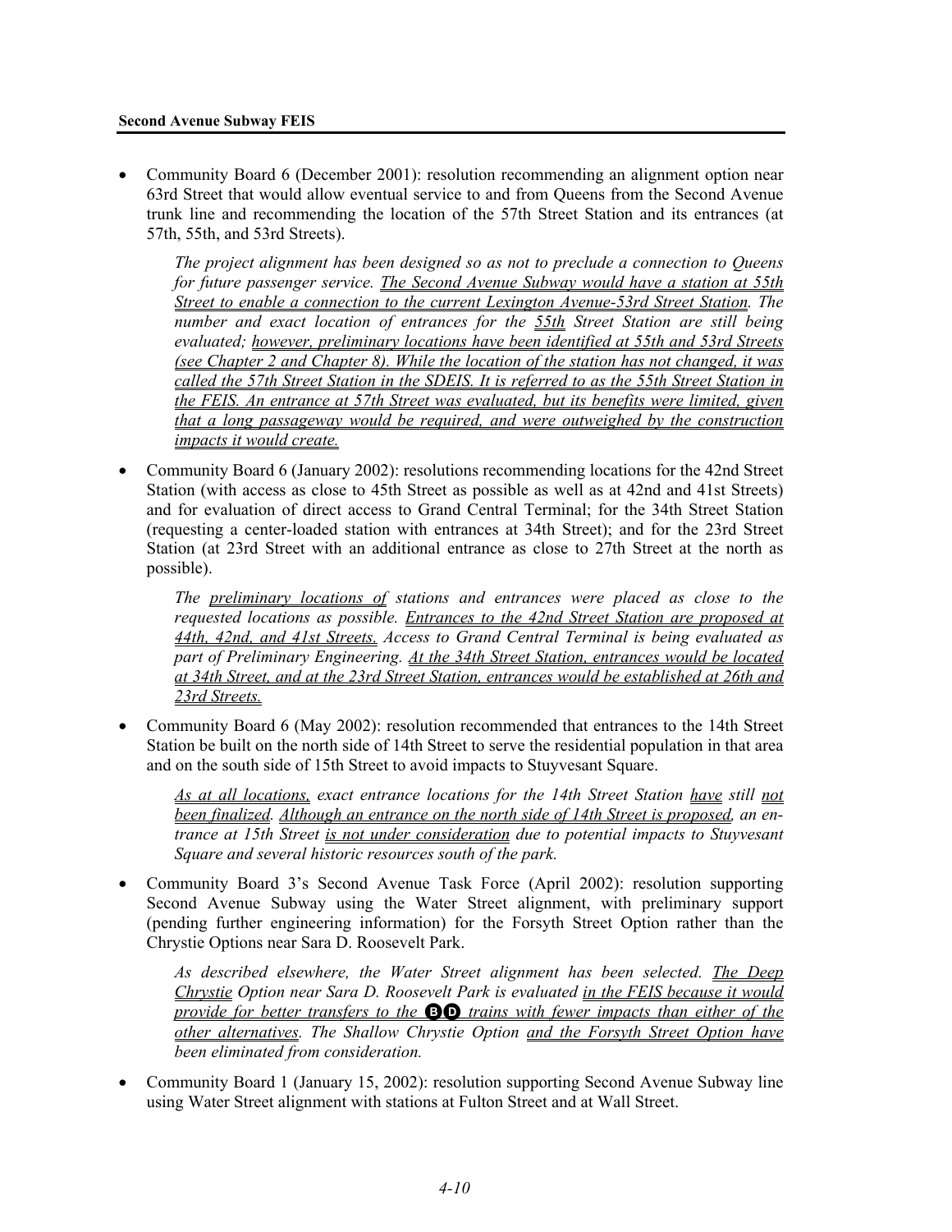- Community Board 6 (December 2001): resolution recommending an alignment option near 63rd Street that would allow eventual service to and from Queens from the Second Avenue trunk line and recommending the location of the 57th Street Station and its entrances (at 57th, 55th, and 53rd Streets).

  *The project alignment has been designed so as not to preclude a connection to Queens for future passenger service. The Second Avenue Subway would have a station at 55th Street to enable a connection to the current Lexington Avenue-53rd Street Station. The number and exact location of entrances for the 55th Street Station are still being evaluated; however, preliminary locations have been identified at 55th and 53rd Streets (see Chapter 2 and Chapter 8). While the location of the station has not changed, it was called the 57th Street Station in the SDEIS. It is referred to as the 55th Street Station in the FEIS. An entrance at 57th Street was evaluated, but its benefits were limited, given that a long passageway would be required, and were outweighed by the construction impacts it would create.*

- Community Board 6 (January 2002): resolutions recommending locations for the 42nd Street Station (with access as close to 45th Street as possible as well as at 42nd and 41st Streets) and for evaluation of direct access to Grand Central Terminal; for the 34th Street Station (requesting a center-loaded station with entrances at 34th Street); and for the 23rd Street Station (at 23rd Street with an additional entrance as close to 27th Street at the north as possible).

  *The preliminary locations of stations and entrances were placed as close to the requested locations as possible. Entrances to the 42nd Street Station are proposed at 44th, 42nd, and 41st Streets. Access to Grand Central Terminal is being evaluated as part of Preliminary Engineering. At the 34th Street Station, entrances would be located at 34th Street, and at the 23rd Street Station, entrances would be established at 26th and 23rd Streets.*

- Community Board 6 (May 2002): resolution recommended that entrances to the 14th Street Station be built on the north side of 14th Street to serve the residential population in that area and on the south side of 15th Street to avoid impacts to Stuyvesant Square.

  *As at all locations, exact entrance locations for the 14th Street Station have still not been finalized. Although an entrance on the north side of 14th Street is proposed, an entrance at 15th Street is not under consideration due to potential impacts to Stuyvesant Square and several historic resources south of the park.*

- Community Board 3's Second Avenue Task Force (April 2002): resolution supporting Second Avenue Subway using the Water Street alignment, with preliminary support (pending further engineering information) for the Forsyth Street Option rather than the Chrystie Options near Sara D. Roosevelt Park.

  *As described elsewhere, the Water Street alignment has been selected. The Deep Chrystie Option near Sara D. Roosevelt Park is evaluated in the FEIS because it would provide for better transfers to the B D trains with fewer impacts than either of the other alternatives. The Shallow Chrystie Option and the Forsyth Street Option have been eliminated from consideration.*

- Community Board 1 (January 15, 2002): resolution supporting Second Avenue Subway line using Water Street alignment with stations at Fulton Street and at Wall Street.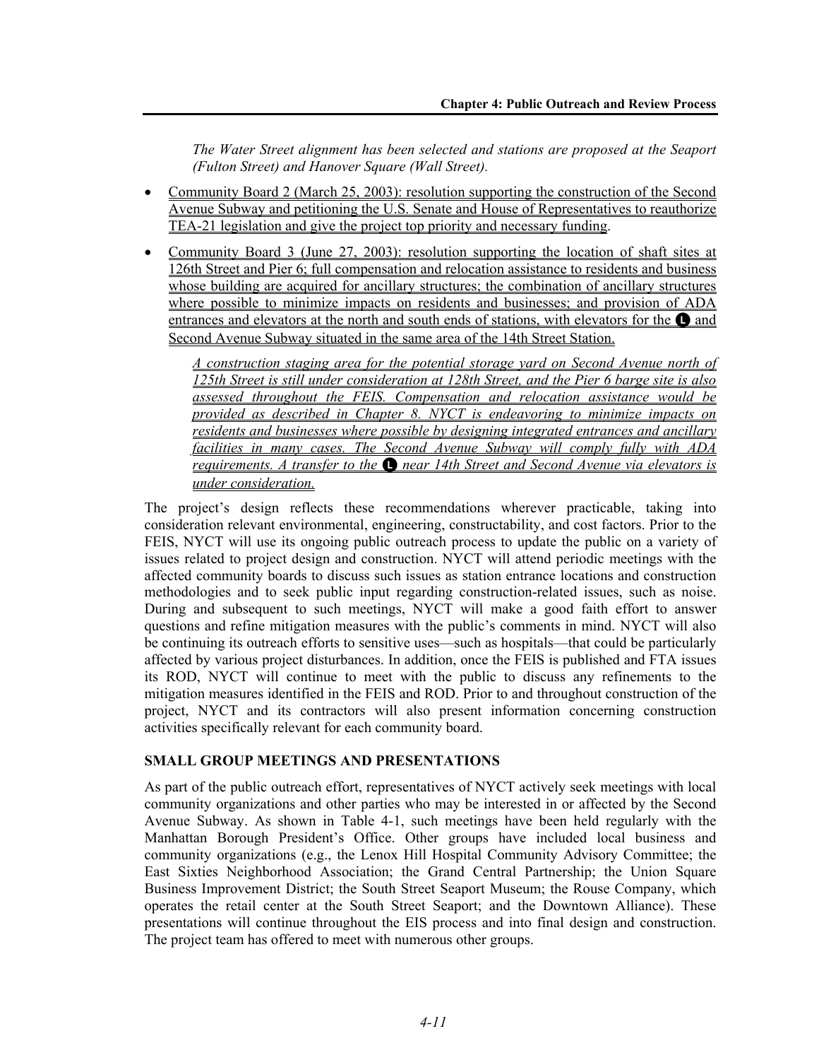*The Water Street alignment has been selected and stations are proposed at the Seaport (Fulton Street) and Hanover Square (Wall Street).*

- Community Board 2 (March 25, 2003): resolution supporting the construction of the Second Avenue Subway and petitioning the U.S. Senate and House of Representatives to reauthorize TEA-21 legislation and give the project top priority and necessary funding.
- Community Board 3 (June 27, 2003): resolution supporting the location of shaft sites at 126th Street and Pier 6; full compensation and relocation assistance to residents and business whose building are acquired for ancillary structures; the combination of ancillary structures where possible to minimize impacts on residents and businesses; and provision of ADA entrances and elevators at the north and south ends of stations, with elevators for the Ⓛ and Second Avenue Subway situated in the same area of the 14th Street Station.

  *A construction staging area for the potential storage yard on Second Avenue north of 125th Street is still under consideration at 128th Street, and the Pier 6 barge site is also assessed throughout the FEIS. Compensation and relocation assistance would be provided as described in Chapter 8. NYCT is endeavoring to minimize impacts on residents and businesses where possible by designing integrated entrances and ancillary facilities in many cases. The Second Avenue Subway will comply fully with ADA requirements. A transfer to the Ⓛ near 14th Street and Second Avenue via elevators is under consideration.*

The project's design reflects these recommendations wherever practicable, taking into consideration relevant environmental, engineering, constructability, and cost factors. Prior to the FEIS, NYCT will use its ongoing public outreach process to update the public on a variety of issues related to project design and construction. NYCT will attend periodic meetings with the affected community boards to discuss such issues as station entrance locations and construction methodologies and to seek public input regarding construction-related issues, such as noise. During and subsequent to such meetings, NYCT will make a good faith effort to answer questions and refine mitigation measures with the public's comments in mind. NYCT will also be continuing its outreach efforts to sensitive uses—such as hospitals—that could be particularly affected by various project disturbances. In addition, once the FEIS is published and FTA issues its ROD, NYCT will continue to meet with the public to discuss any refinements to the mitigation measures identified in the FEIS and ROD. Prior to and throughout construction of the project, NYCT and its contractors will also present information concerning construction activities specifically relevant for each community board.

## SMALL GROUP MEETINGS AND PRESENTATIONS

As part of the public outreach effort, representatives of NYCT actively seek meetings with local community organizations and other parties who may be interested in or affected by the Second Avenue Subway. As shown in Table 4-1, such meetings have been held regularly with the Manhattan Borough President's Office. Other groups have included local business and community organizations (e.g., the Lenox Hill Hospital Community Advisory Committee; the East Sixties Neighborhood Association; the Grand Central Partnership; the Union Square Business Improvement District; the South Street Seaport Museum; the Rouse Company, which operates the retail center at the South Street Seaport; and the Downtown Alliance). These presentations will continue throughout the EIS process and into final design and construction. The project team has offered to meet with numerous other groups.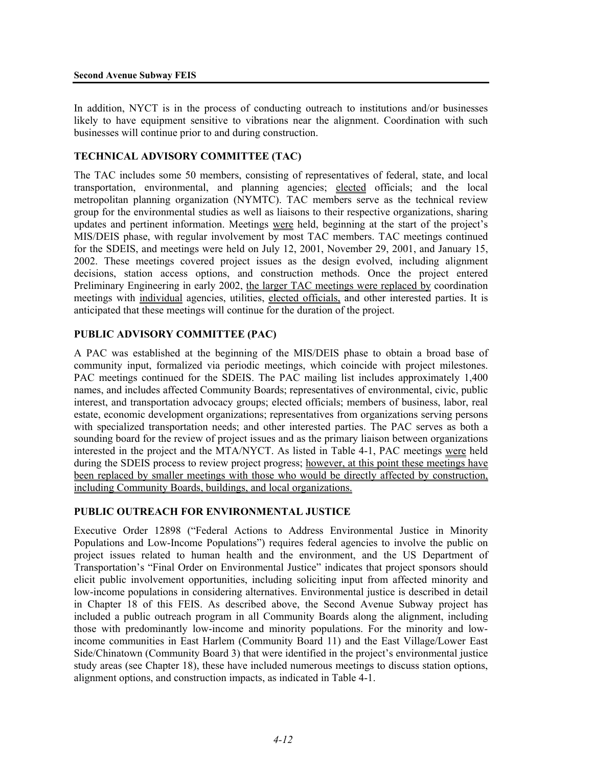In addition, NYCT is in the process of conducting outreach to institutions and/or businesses likely to have equipment sensitive to vibrations near the alignment. Coordination with such businesses will continue prior to and during construction.

### TECHNICAL ADVISORY COMMITTEE (TAC)

The TAC includes some 50 members, consisting of representatives of federal, state, and local transportation, environmental, and planning agencies; elected officials; and the local metropolitan planning organization (NYMTC). TAC members serve as the technical review group for the environmental studies as well as liaisons to their respective organizations, sharing updates and pertinent information. Meetings were held, beginning at the start of the project's MIS/DEIS phase, with regular involvement by most TAC members. TAC meetings continued for the SDEIS, and meetings were held on July 12, 2001, November 29, 2001, and January 15, 2002. These meetings covered project issues as the design evolved, including alignment decisions, station access options, and construction methods. Once the project entered Preliminary Engineering in early 2002, the larger TAC meetings were replaced by coordination meetings with individual agencies, utilities, elected officials, and other interested parties. It is anticipated that these meetings will continue for the duration of the project.

### PUBLIC ADVISORY COMMITTEE (PAC)

A PAC was established at the beginning of the MIS/DEIS phase to obtain a broad base of community input, formalized via periodic meetings, which coincide with project milestones. PAC meetings continued for the SDEIS. The PAC mailing list includes approximately 1,400 names, and includes affected Community Boards; representatives of environmental, civic, public interest, and transportation advocacy groups; elected officials; members of business, labor, real estate, economic development organizations; representatives from organizations serving persons with specialized transportation needs; and other interested parties. The PAC serves as both a sounding board for the review of project issues and as the primary liaison between organizations interested in the project and the MTA/NYCT. As listed in Table 4-1, PAC meetings were held during the SDEIS process to review project progress; however, at this point these meetings have been replaced by smaller meetings with those who would be directly affected by construction, including Community Boards, buildings, and local organizations.

### PUBLIC OUTREACH FOR ENVIRONMENTAL JUSTICE

Executive Order 12898 ("Federal Actions to Address Environmental Justice in Minority Populations and Low-Income Populations") requires federal agencies to involve the public on project issues related to human health and the environment, and the US Department of Transportation's "Final Order on Environmental Justice" indicates that project sponsors should elicit public involvement opportunities, including soliciting input from affected minority and low-income populations in considering alternatives. Environmental justice is described in detail in Chapter 18 of this FEIS. As described above, the Second Avenue Subway project has included a public outreach program in all Community Boards along the alignment, including those with predominantly low-income and minority populations. For the minority and low-income communities in East Harlem (Community Board 11) and the East Village/Lower East Side/Chinatown (Community Board 3) that were identified in the project's environmental justice study areas (see Chapter 18), these have included numerous meetings to discuss station options, alignment options, and construction impacts, as indicated in Table 4-1.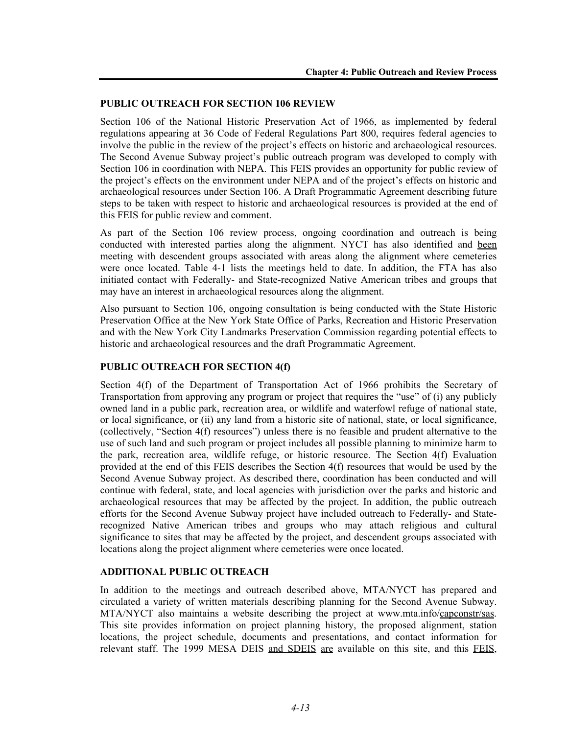## PUBLIC OUTREACH FOR SECTION 106 REVIEW

Section 106 of the National Historic Preservation Act of 1966, as implemented by federal regulations appearing at 36 Code of Federal Regulations Part 800, requires federal agencies to involve the public in the review of the project's effects on historic and archaeological resources. The Second Avenue Subway project's public outreach program was developed to comply with Section 106 in coordination with NEPA. This FEIS provides an opportunity for public review of the project's effects on the environment under NEPA and of the project's effects on historic and archaeological resources under Section 106. A Draft Programmatic Agreement describing future steps to be taken with respect to historic and archaeological resources is provided at the end of this FEIS for public review and comment.

As part of the Section 106 review process, ongoing coordination and outreach is being conducted with interested parties along the alignment. NYCT has also identified and been meeting with descendent groups associated with areas along the alignment where cemeteries were once located. Table 4-1 lists the meetings held to date. In addition, the FTA has also initiated contact with Federally- and State-recognized Native American tribes and groups that may have an interest in archaeological resources along the alignment.

Also pursuant to Section 106, ongoing consultation is being conducted with the State Historic Preservation Office at the New York State Office of Parks, Recreation and Historic Preservation and with the New York City Landmarks Preservation Commission regarding potential effects to historic and archaeological resources and the draft Programmatic Agreement.

## PUBLIC OUTREACH FOR SECTION 4(f)

Section 4(f) of the Department of Transportation Act of 1966 prohibits the Secretary of Transportation from approving any program or project that requires the "use" of (i) any publicly owned land in a public park, recreation area, or wildlife and waterfowl refuge of national state, or local significance, or (ii) any land from a historic site of national, state, or local significance, (collectively, "Section 4(f) resources") unless there is no feasible and prudent alternative to the use of such land and such program or project includes all possible planning to minimize harm to the park, recreation area, wildlife refuge, or historic resource. The Section 4(f) Evaluation provided at the end of this FEIS describes the Section 4(f) resources that would be used by the Second Avenue Subway project. As described there, coordination has been conducted and will continue with federal, state, and local agencies with jurisdiction over the parks and historic and archaeological resources that may be affected by the project. In addition, the public outreach efforts for the Second Avenue Subway project have included outreach to Federally- and State-recognized Native American tribes and groups who may attach religious and cultural significance to sites that may be affected by the project, and descendent groups associated with locations along the project alignment where cemeteries were once located.

## ADDITIONAL PUBLIC OUTREACH

In addition to the meetings and outreach described above, MTA/NYCT has prepared and circulated a variety of written materials describing planning for the Second Avenue Subway. MTA/NYCT also maintains a website describing the project at www.mta.info/capconstr/sas. This site provides information on project planning history, the proposed alignment, station locations, the project schedule, documents and presentations, and contact information for relevant staff. The 1999 MESA DEIS and SDEIS are available on this site, and this FEIS,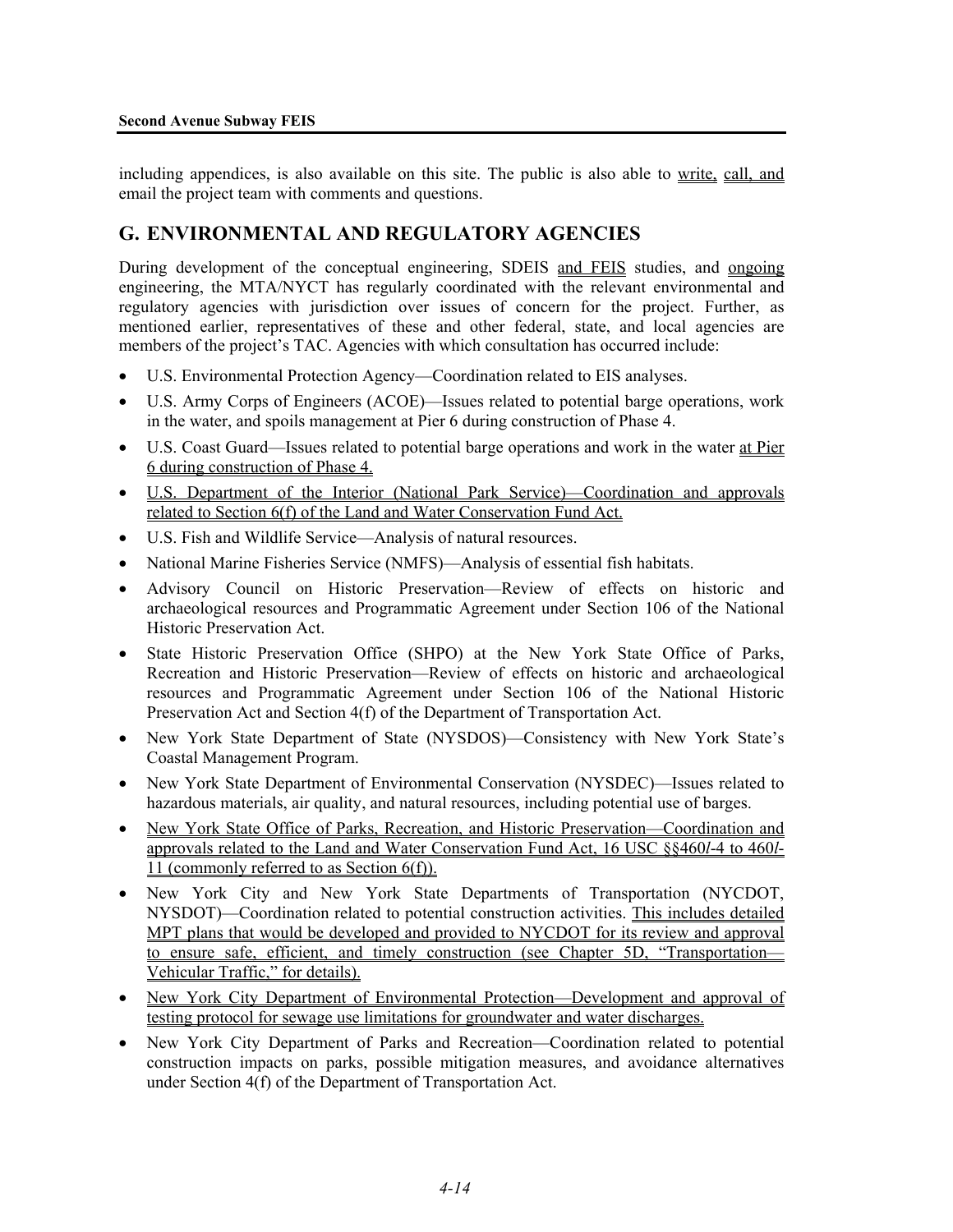including appendices, is also available on this site. The public is also able to write, call, and email the project team with comments and questions.

## G. ENVIRONMENTAL AND REGULATORY AGENCIES

During development of the conceptual engineering, SDEIS and FEIS studies, and ongoing engineering, the MTA/NYCT has regularly coordinated with the relevant environmental and regulatory agencies with jurisdiction over issues of concern for the project. Further, as mentioned earlier, representatives of these and other federal, state, and local agencies are members of the project's TAC. Agencies with which consultation has occurred include:

- U.S. Environmental Protection Agency—Coordination related to EIS analyses.
- U.S. Army Corps of Engineers (ACOE)—Issues related to potential barge operations, work in the water, and spoils management at Pier 6 during construction of Phase 4.
- U.S. Coast Guard—Issues related to potential barge operations and work in the water at Pier 6 during construction of Phase 4.
- U.S. Department of the Interior (National Park Service)—Coordination and approvals related to Section 6(f) of the Land and Water Conservation Fund Act.
- U.S. Fish and Wildlife Service—Analysis of natural resources.
- National Marine Fisheries Service (NMFS)—Analysis of essential fish habitats.
- Advisory Council on Historic Preservation—Review of effects on historic and archaeological resources and Programmatic Agreement under Section 106 of the National Historic Preservation Act.
- State Historic Preservation Office (SHPO) at the New York State Office of Parks, Recreation and Historic Preservation—Review of effects on historic and archaeological resources and Programmatic Agreement under Section 106 of the National Historic Preservation Act and Section 4(f) of the Department of Transportation Act.
- New York State Department of State (NYSDOS)—Consistency with New York State's Coastal Management Program.
- New York State Department of Environmental Conservation (NYSDEC)—Issues related to hazardous materials, air quality, and natural resources, including potential use of barges.
- New York State Office of Parks, Recreation, and Historic Preservation—Coordination and approvals related to the Land and Water Conservation Fund Act, 16 USC §§460*l*-4 to 460*l*-11 (commonly referred to as Section 6(f)).
- New York City and New York State Departments of Transportation (NYCDOT, NYSDOT)—Coordination related to potential construction activities. This includes detailed MPT plans that would be developed and provided to NYCDOT for its review and approval to ensure safe, efficient, and timely construction (see Chapter 5D, "Transportation—Vehicular Traffic," for details).
- New York City Department of Environmental Protection—Development and approval of testing protocol for sewage use limitations for groundwater and water discharges.
- New York City Department of Parks and Recreation—Coordination related to potential construction impacts on parks, possible mitigation measures, and avoidance alternatives under Section 4(f) of the Department of Transportation Act.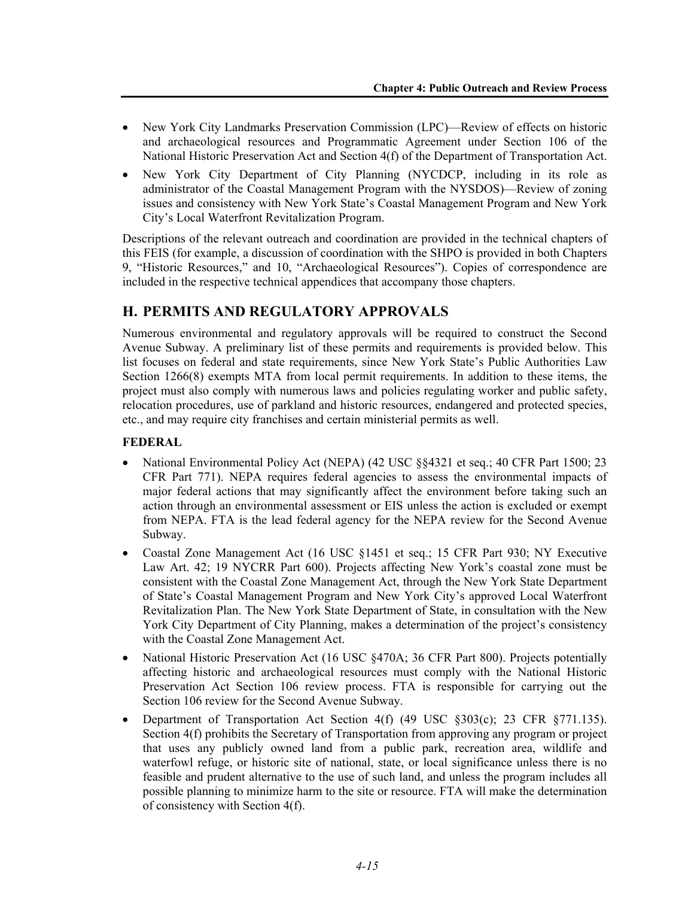- New York City Landmarks Preservation Commission (LPC)—Review of effects on historic and archaeological resources and Programmatic Agreement under Section 106 of the National Historic Preservation Act and Section 4(f) of the Department of Transportation Act.
- New York City Department of City Planning (NYCDCP, including in its role as administrator of the Coastal Management Program with the NYSDOS)—Review of zoning issues and consistency with New York State's Coastal Management Program and New York City's Local Waterfront Revitalization Program.

Descriptions of the relevant outreach and coordination are provided in the technical chapters of this FEIS (for example, a discussion of coordination with the SHPO is provided in both Chapters 9, "Historic Resources," and 10, "Archaeological Resources"). Copies of correspondence are included in the respective technical appendices that accompany those chapters.

## H. PERMITS AND REGULATORY APPROVALS

Numerous environmental and regulatory approvals will be required to construct the Second Avenue Subway. A preliminary list of these permits and requirements is provided below. This list focuses on federal and state requirements, since New York State's Public Authorities Law Section 1266(8) exempts MTA from local permit requirements. In addition to these items, the project must also comply with numerous laws and policies regulating worker and public safety, relocation procedures, use of parkland and historic resources, endangered and protected species, etc., and may require city franchises and certain ministerial permits as well.

### FEDERAL

- National Environmental Policy Act (NEPA) (42 USC §§4321 et seq.; 40 CFR Part 1500; 23 CFR Part 771). NEPA requires federal agencies to assess the environmental impacts of major federal actions that may significantly affect the environment before taking such an action through an environmental assessment or EIS unless the action is excluded or exempt from NEPA. FTA is the lead federal agency for the NEPA review for the Second Avenue Subway.
- Coastal Zone Management Act (16 USC §1451 et seq.; 15 CFR Part 930; NY Executive Law Art. 42; 19 NYCRR Part 600). Projects affecting New York's coastal zone must be consistent with the Coastal Zone Management Act, through the New York State Department of State's Coastal Management Program and New York City's approved Local Waterfront Revitalization Plan. The New York State Department of State, in consultation with the New York City Department of City Planning, makes a determination of the project's consistency with the Coastal Zone Management Act.
- National Historic Preservation Act (16 USC §470A; 36 CFR Part 800). Projects potentially affecting historic and archaeological resources must comply with the National Historic Preservation Act Section 106 review process. FTA is responsible for carrying out the Section 106 review for the Second Avenue Subway.
- Department of Transportation Act Section 4(f) (49 USC §303(c); 23 CFR §771.135). Section 4(f) prohibits the Secretary of Transportation from approving any program or project that uses any publicly owned land from a public park, recreation area, wildlife and waterfowl refuge, or historic site of national, state, or local significance unless there is no feasible and prudent alternative to the use of such land, and unless the program includes all possible planning to minimize harm to the site or resource. FTA will make the determination of consistency with Section 4(f).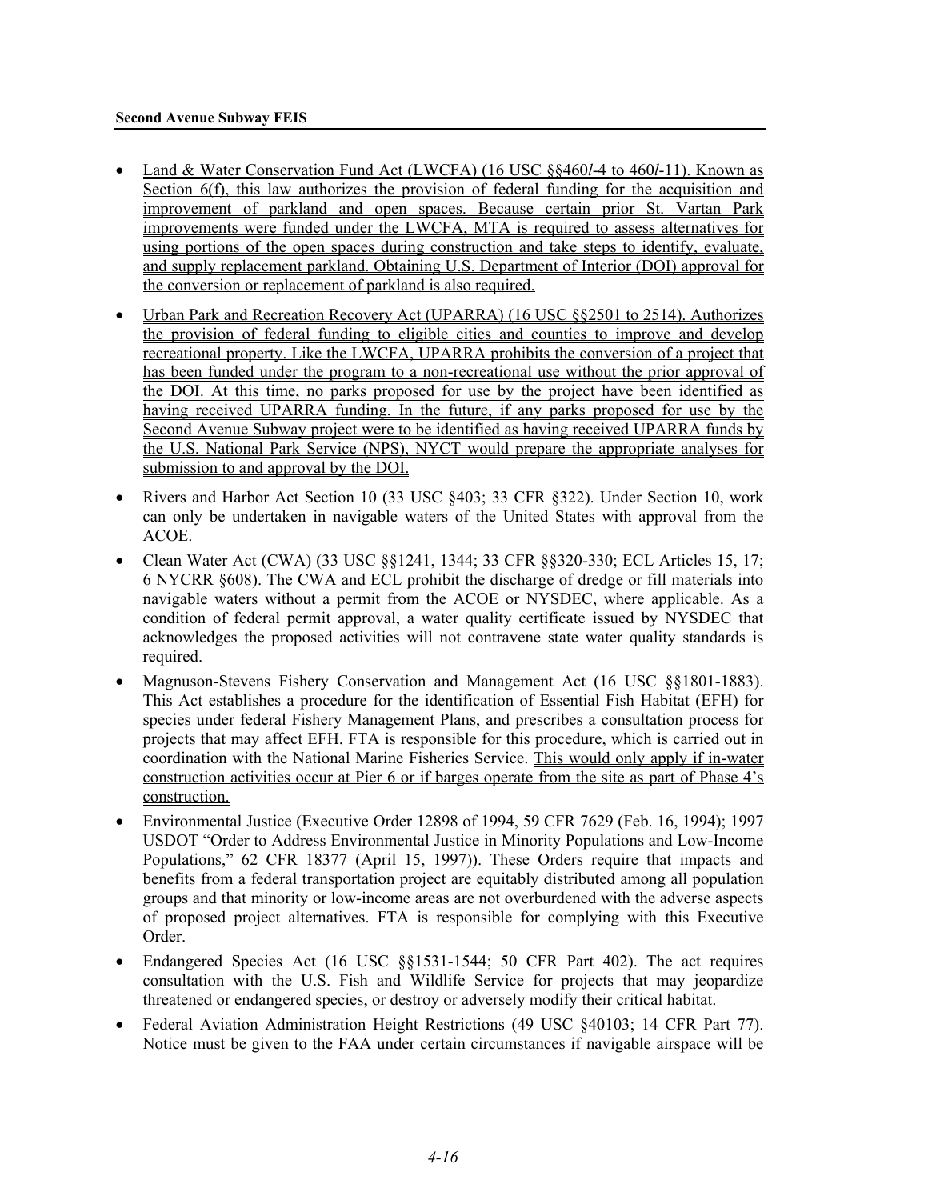- Land & Water Conservation Fund Act (LWCFA) (16 USC §§460*l*-4 to 460*l*-11). Known as Section 6(f), this law authorizes the provision of federal funding for the acquisition and improvement of parkland and open spaces. Because certain prior St. Vartan Park improvements were funded under the LWCFA, MTA is required to assess alternatives for using portions of the open spaces during construction and take steps to identify, evaluate, and supply replacement parkland. Obtaining U.S. Department of Interior (DOI) approval for the conversion or replacement of parkland is also required.
- Urban Park and Recreation Recovery Act (UPARRA) (16 USC §§2501 to 2514). Authorizes the provision of federal funding to eligible cities and counties to improve and develop recreational property. Like the LWCFA, UPARRA prohibits the conversion of a project that has been funded under the program to a non-recreational use without the prior approval of the DOI. At this time, no parks proposed for use by the project have been identified as having received UPARRA funding. In the future, if any parks proposed for use by the Second Avenue Subway project were to be identified as having received UPARRA funds by the U.S. National Park Service (NPS), NYCT would prepare the appropriate analyses for submission to and approval by the DOI.
- Rivers and Harbor Act Section 10 (33 USC §403; 33 CFR §322). Under Section 10, work can only be undertaken in navigable waters of the United States with approval from the ACOE.
- Clean Water Act (CWA) (33 USC §§1241, 1344; 33 CFR §§320-330; ECL Articles 15, 17; 6 NYCRR §608). The CWA and ECL prohibit the discharge of dredge or fill materials into navigable waters without a permit from the ACOE or NYSDEC, where applicable. As a condition of federal permit approval, a water quality certificate issued by NYSDEC that acknowledges the proposed activities will not contravene state water quality standards is required.
- Magnuson-Stevens Fishery Conservation and Management Act (16 USC §§1801-1883). This Act establishes a procedure for the identification of Essential Fish Habitat (EFH) for species under federal Fishery Management Plans, and prescribes a consultation process for projects that may affect EFH. FTA is responsible for this procedure, which is carried out in coordination with the National Marine Fisheries Service. This would only apply if in-water construction activities occur at Pier 6 or if barges operate from the site as part of Phase 4's construction.
- Environmental Justice (Executive Order 12898 of 1994, 59 CFR 7629 (Feb. 16, 1994); 1997 USDOT "Order to Address Environmental Justice in Minority Populations and Low-Income Populations," 62 CFR 18377 (April 15, 1997)). These Orders require that impacts and benefits from a federal transportation project are equitably distributed among all population groups and that minority or low-income areas are not overburdened with the adverse aspects of proposed project alternatives. FTA is responsible for complying with this Executive Order.
- Endangered Species Act (16 USC §§1531-1544; 50 CFR Part 402). The act requires consultation with the U.S. Fish and Wildlife Service for projects that may jeopardize threatened or endangered species, or destroy or adversely modify their critical habitat.
- Federal Aviation Administration Height Restrictions (49 USC §40103; 14 CFR Part 77). Notice must be given to the FAA under certain circumstances if navigable airspace will be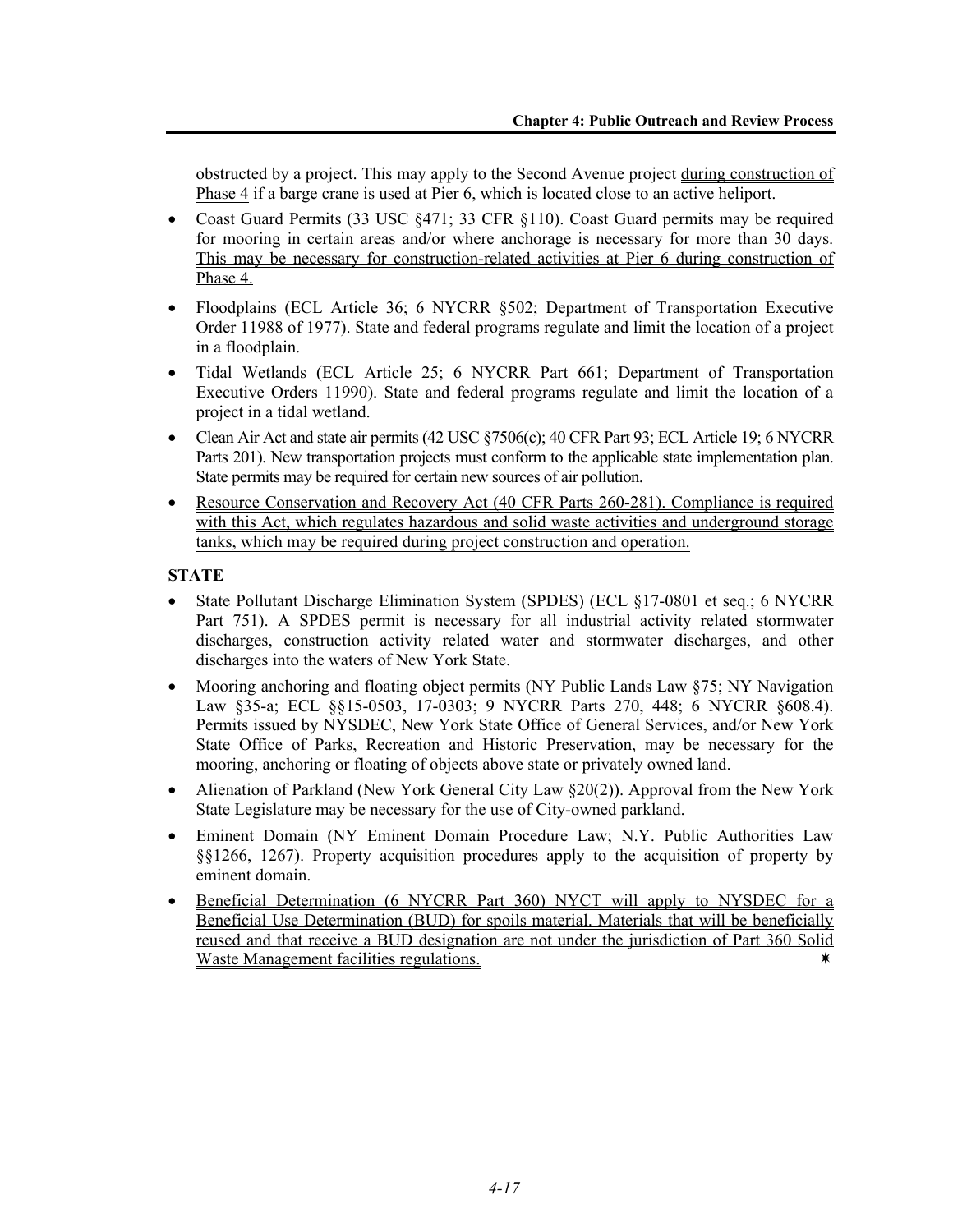obstructed by a project. This may apply to the Second Avenue project during construction of Phase 4 if a barge crane is used at Pier 6, which is located close to an active heliport.

- Coast Guard Permits (33 USC §471; 33 CFR §110). Coast Guard permits may be required for mooring in certain areas and/or where anchorage is necessary for more than 30 days. This may be necessary for construction-related activities at Pier 6 during construction of Phase 4.
- Floodplains (ECL Article 36; 6 NYCRR §502; Department of Transportation Executive Order 11988 of 1977). State and federal programs regulate and limit the location of a project in a floodplain.
- Tidal Wetlands (ECL Article 25; 6 NYCRR Part 661; Department of Transportation Executive Orders 11990). State and federal programs regulate and limit the location of a project in a tidal wetland.
- Clean Air Act and state air permits (42 USC §7506(c); 40 CFR Part 93; ECL Article 19; 6 NYCRR Parts 201). New transportation projects must conform to the applicable state implementation plan. State permits may be required for certain new sources of air pollution.
- Resource Conservation and Recovery Act (40 CFR Parts 260-281). Compliance is required with this Act, which regulates hazardous and solid waste activities and underground storage tanks, which may be required during project construction and operation.

**STATE**

- State Pollutant Discharge Elimination System (SPDES) (ECL §17-0801 et seq.; 6 NYCRR Part 751). A SPDES permit is necessary for all industrial activity related stormwater discharges, construction activity related water and stormwater discharges, and other discharges into the waters of New York State.
- Mooring anchoring and floating object permits (NY Public Lands Law §75; NY Navigation Law §35-a; ECL §§15-0503, 17-0303; 9 NYCRR Parts 270, 448; 6 NYCRR §608.4). Permits issued by NYSDEC, New York State Office of General Services, and/or New York State Office of Parks, Recreation and Historic Preservation, may be necessary for the mooring, anchoring or floating of objects above state or privately owned land.
- Alienation of Parkland (New York General City Law §20(2)). Approval from the New York State Legislature may be necessary for the use of City-owned parkland.
- Eminent Domain (NY Eminent Domain Procedure Law; N.Y. Public Authorities Law §§1266, 1267). Property acquisition procedures apply to the acquisition of property by eminent domain.
- Beneficial Determination (6 NYCRR Part 360) NYCT will apply to NYSDEC for a Beneficial Use Determination (BUD) for spoils material. Materials that will be beneficially reused and that receive a BUD designation are not under the jurisdiction of Part 360 Solid Waste Management facilities regulations. *